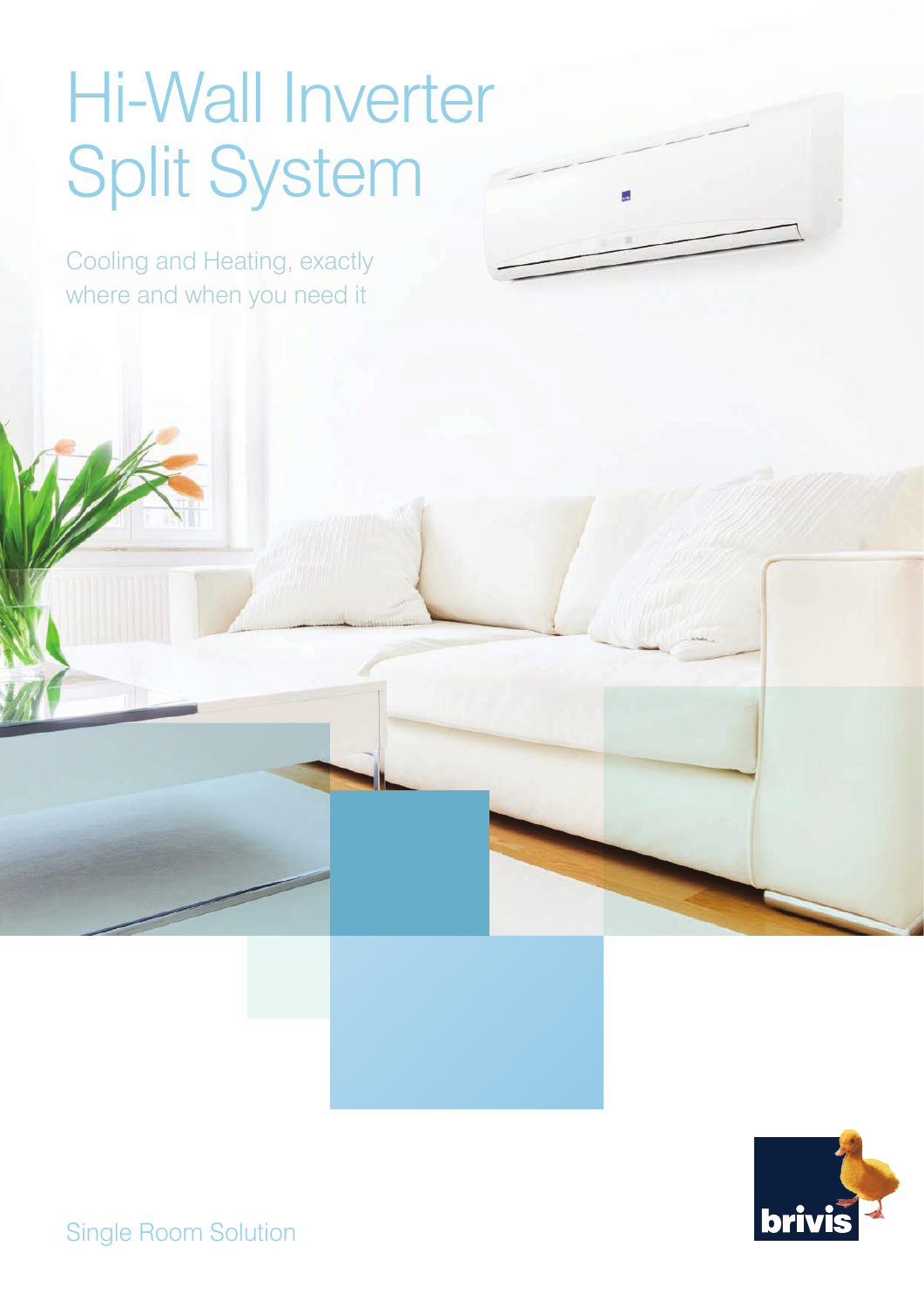# Hi-Wall Inverter Split System

Cooling and Heating, exactly where and when you need it

Single Room Solution

brivis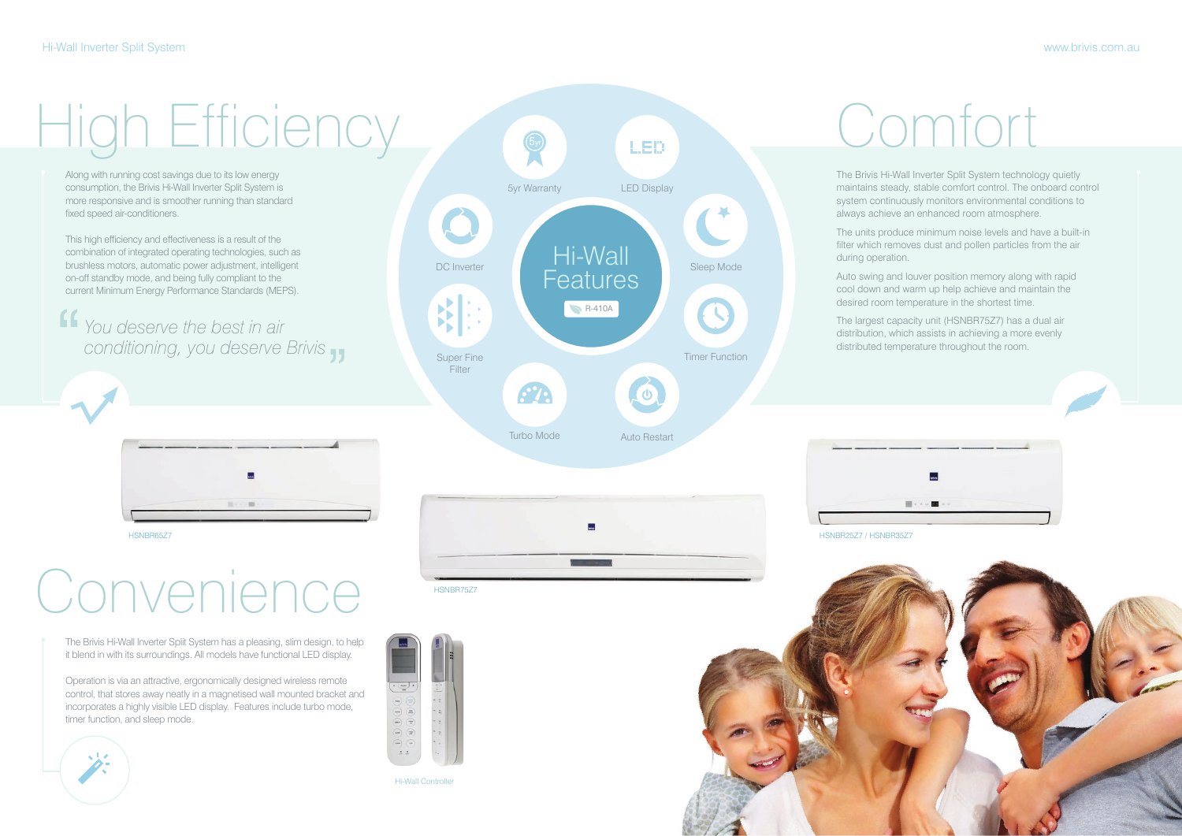# High Efficiency

Along with running cost savings due to its low energy consumption, the Brivis Hi-Wall Inverter Split System is more responsive and is smoother running than standard fixed speed air-conditioners.

This high efficiency and effectiveness is a result of the combination of integrated operating technologies, such as brushless motors, automatic power adjustment, intelligent on-off standby mode, and being fully compliant to the current Minimum Energy Performance Standards (MEPS).

> *"You deserve the best in air conditioning, you deserve Brivis"*

## Hi-Wall Features

R-410A

- 5yr Warranty
- LED Display
- DC Inverter
- Sleep Mode
- Super Fine Filter
- Timer Function
- Turbo Mode
- Auto Restart

# Comfort

The Brivis Hi-Wall Inverter Split System technology quietly maintains steady, stable comfort control. The onboard control system continuously monitors environmental conditions to always achieve an enhanced room atmosphere.

The units produce minimum noise levels and have a built-in filter which removes dust and pollen particles from the air during operation.

Auto swing and louver position memory along with rapid cool down and warm up help achieve and maintain the desired room temperature in the shortest time.

The largest capacity unit (HSNBR75Z7) has a dual air distribution, which assists in achieving a more evenly distributed temperature throughout the room.

HSNBR65Z7

HSNBR75Z7

HSNBR25Z7 / HSNBR35Z7

# Convenience

The Brivis Hi-Wall Inverter Split System has a pleasing, slim design, to help it blend in with its surroundings. All models have functional LED display.

Operation is via an attractive, ergonomically designed wireless remote control, that stores away neatly in a magnetised wall mounted bracket and incorporates a highly visible LED display. Features include turbo mode, timer function, and sleep mode.

Hi-Wall Controller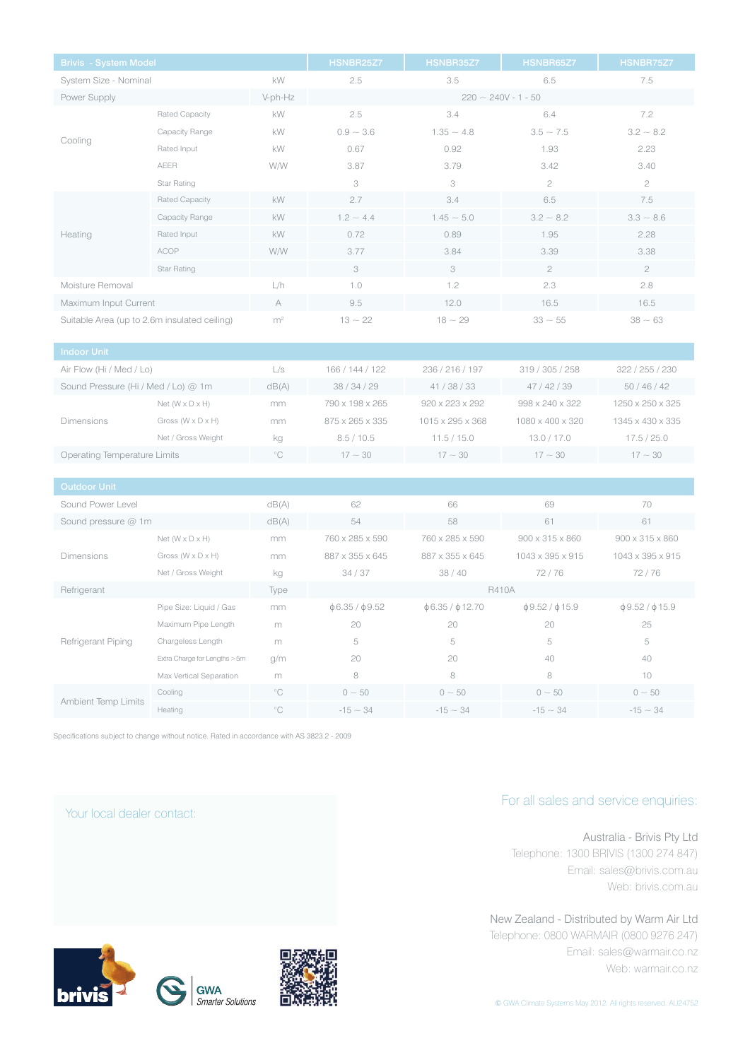| Brivis - System Model | | | HSNBR25Z7 | HSNBR35Z7 | HSNBR65Z7 | HSNBR75Z7 |
|---|---|---|---|---|---|---|
| System Size - Nominal | | kW | 2.5 | 3.5 | 6.5 | 7.5 |
| Power Supply | | V-ph-Hz | 220 ~ 240V - 1 - 50 | | | |
| Cooling | Rated Capacity | kW | 2.5 | 3.4 | 6.4 | 7.2 |
| | Capacity Range | kW | 0.9 ~ 3.6 | 1.35 ~ 4.8 | 3.5 ~ 7.5 | 3.2 ~ 8.2 |
| | Rated Input | kW | 0.67 | 0.92 | 1.93 | 2.23 |
| | AEER | W/W | 3.87 | 3.79 | 3.42 | 3.40 |
| | Star Rating | | 3 | 3 | 2 | 2 |
| Heating | Rated Capacity | kW | 2.7 | 3.4 | 6.5 | 7.5 |
| | Capacity Range | kW | 1.2 ~ 4.4 | 1.45 ~ 5.0 | 3.2 ~ 8.2 | 3.3 ~ 8.6 |
| | Rated Input | kW | 0.72 | 0.89 | 1.95 | 2.28 |
| | ACOP | W/W | 3.77 | 3.84 | 3.39 | 3.38 |
| | Star Rating | | 3 | 3 | 2 | 2 |
| Moisture Removal | | L/h | 1.0 | 1.2 | 2.3 | 2.8 |
| Maximum Input Current | | A | 9.5 | 12.0 | 16.5 | 16.5 |
| Suitable Area (up to 2.6m insulated ceiling) | | m² | 13 ~ 22 | 18 ~ 29 | 33 ~ 55 | 38 ~ 63 |
| **Indoor Unit** | | | | | | |
| Air Flow (Hi / Med / Lo) | | L/s | 166 / 144 / 122 | 236 / 216 / 197 | 319 / 305 / 258 | 322 / 255 / 230 |
| Sound Pressure (Hi / Med / Lo) @ 1m | | dB(A) | 38 / 34 / 29 | 41 / 38 / 33 | 47 / 42 / 39 | 50 / 46 / 42 |
| Dimensions | Net (W x D x H) | mm | 790 x 198 x 265 | 920 x 223 x 292 | 998 x 240 x 322 | 1250 x 250 x 325 |
| | Gross (W x D x H) | mm | 875 x 265 x 335 | 1015 x 295 x 368 | 1080 x 400 x 320 | 1345 x 430 x 335 |
| | Net / Gross Weight | kg | 8.5 / 10.5 | 11.5 / 15.0 | 13.0 / 17.0 | 17.5 / 25.0 |
| Operating Temperature Limits | | °C | 17 ~ 30 | 17 ~ 30 | 17 ~ 30 | 17 ~ 30 |
| **Outdoor Unit** | | | | | | |
| Sound Power Level | | dB(A) | 62 | 66 | 69 | 70 |
| Sound pressure @ 1m | | dB(A) | 54 | 58 | 61 | 61 |
| Dimensions | Net (W x D x H) | mm | 760 x 285 x 590 | 760 x 285 x 590 | 900 x 315 x 860 | 900 x 315 x 860 |
| | Gross (W x D x H) | mm | 887 x 355 x 645 | 887 x 355 x 645 | 1043 x 395 x 915 | 1043 x 395 x 915 |
| | Net / Gross Weight | kg | 34 / 37 | 38 / 40 | 72 / 76 | 72 / 76 |
| Refrigerant | | Type | R410A | | | |
| Refrigerant Piping | Pipe Size: Liquid / Gas | mm | ϕ6.35 / ϕ9.52 | ϕ6.35 / ϕ12.70 | ϕ9.52 / ϕ15.9 | ϕ9.52 / ϕ15.9 |
| | Maximum Pipe Length | m | 20 | 20 | 20 | 25 |
| | Chargeless Length | m | 5 | 5 | 5 | 5 |
| | Extra Charge for Lengths >5m | g/m | 20 | 20 | 40 | 40 |
| | Max Vertical Separation | m | 8 | 8 | 8 | 10 |
| Ambient Temp Limits | Cooling | °C | 0 ~ 50 | 0 ~ 50 | 0 ~ 50 | 0 ~ 50 |
| | Heating | °C | -15 ~ 34 | -15 ~ 34 | -15 ~ 34 | -15 ~ 34 |

Specifications subject to change without notice. Rated in accordance with AS 3823.2 - 2009

Your local dealer contact:

For all sales and service enquiries:

Australia - Brivis Pty Ltd
Telephone: 1300 BRIVIS (1300 274 847)
Email: sales@brivis.com.au
Web: brivis.com.au

New Zealand - Distributed by Warm Air Ltd
Telephone: 0800 WARMAIR (0800 9276 247)
Email: sales@warmair.co.nz
Web: warmair.co.nz

brivis

GWA Smarter Solutions

© GWA Climate Systems May 2012. All rights reserved. AU24752